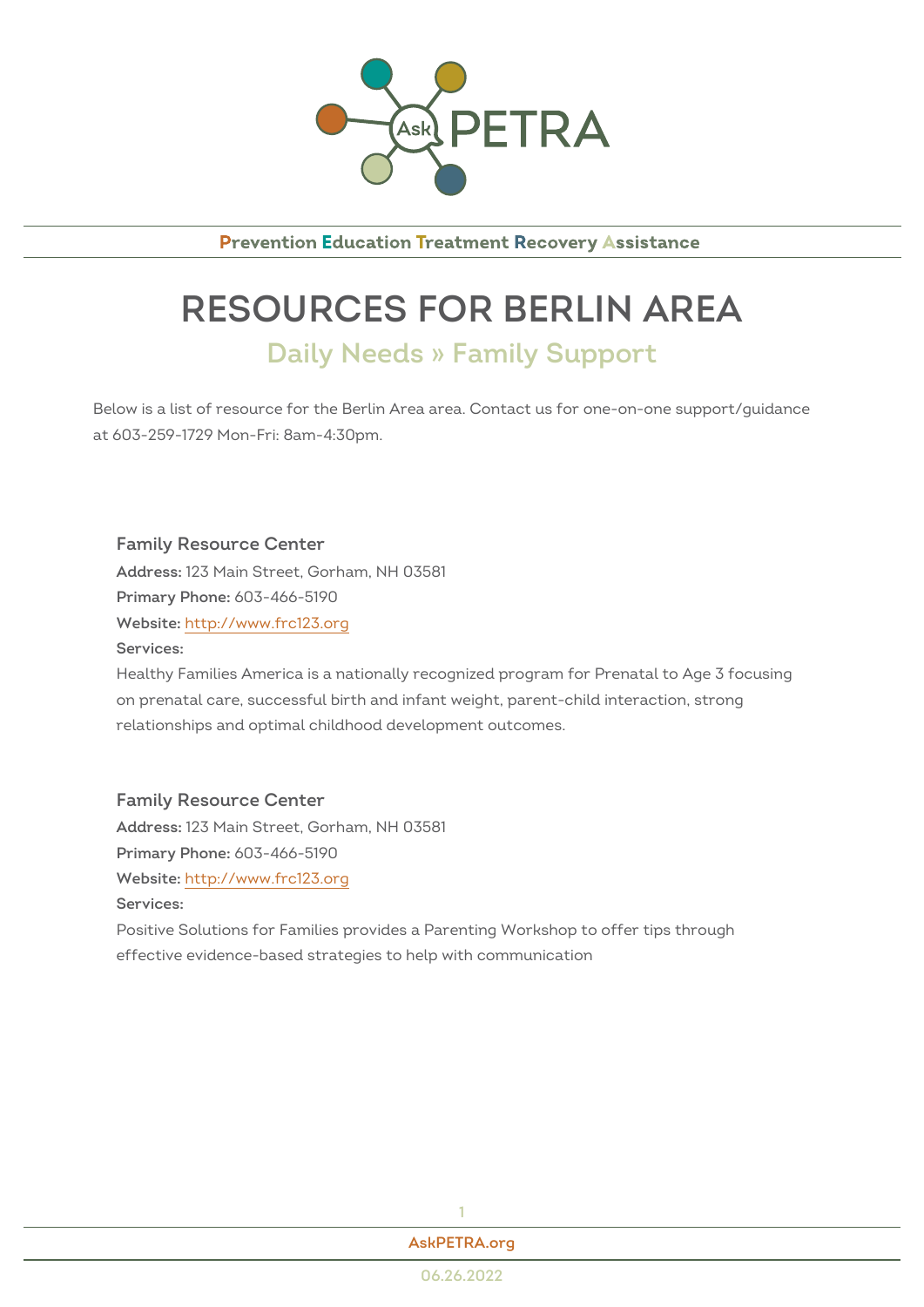**P**revention **E**ducation **T**reatment **R**ecovery **A**ssistance

# RESOURCES FOR BERLIN AREA

## Daily Needs » Family Support

Below is a list of resource for the Berlin Area area. Contact us for one-on-one support/guidance at 603-259-1729 Mon-Fri: 8am-4:30pm.

### Family Resource Center

**Address:** 123 Main Street, Gorham, NH 03581

**Primary Phone:** 603-466-5190

**Website:** [http://www.frc123.org](http://www.frc123.org)

**Services:**

Healthy Families America is a nationally recognized program for Prenatal to Age 3 focusing on prenatal care, successful birth and infant weight, parent-child interaction, strong relationships and optimal childhood development outcomes.

### Family Resource Center

**Address:** 123 Main Street, Gorham, NH 03581

**Primary Phone:** 603-466-5190

**Website:** [http://www.frc123.org](http://www.frc123.org)

**Services:**

Positive Solutions for Families provides a Parenting Workshop to offer tips through effective evidence-based strategies to help with communication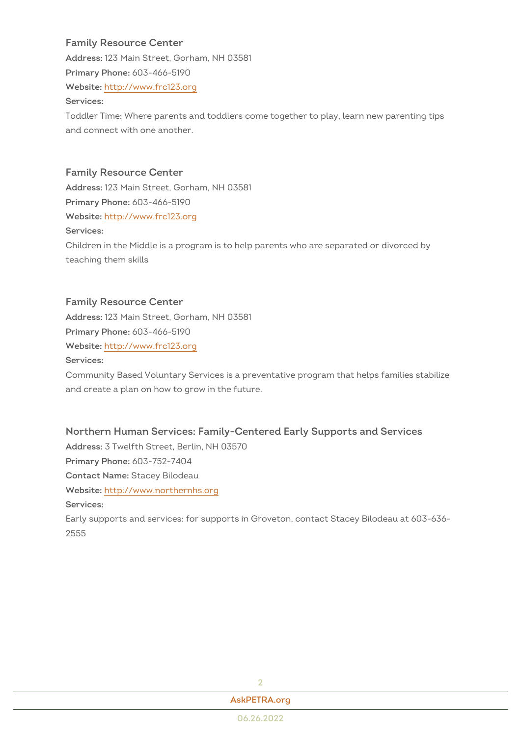### Family Resource Center

**Address:** 123 Main Street, Gorham, NH 03581

**Primary Phone:** 603-466-5190

**Website:** http://www.frc123.org

**Services:**

Toddler Time: Where parents and toddlers come together to play, learn new parenting tips and connect with one another.

### Family Resource Center

**Address:** 123 Main Street, Gorham, NH 03581

**Primary Phone:** 603-466-5190

**Website:** http://www.frc123.org

**Services:**

Children in the Middle is a program is to help parents who are separated or divorced by teaching them skills

### Family Resource Center

**Address:** 123 Main Street, Gorham, NH 03581

**Primary Phone:** 603-466-5190

**Website:** http://www.frc123.org

**Services:**

Community Based Voluntary Services is a preventative program that helps families stabilize and create a plan on how to grow in the future.

### Northern Human Services: Family-Centered Early Supports and Services

**Address:** 3 Twelfth Street, Berlin, NH 03570

**Primary Phone:** 603-752-7404

**Contact Name:** Stacey Bilodeau

**Website:** http://www.northernhs.org

**Services:**

Early supports and services: for supports in Groveton, contact Stacey Bilodeau at 603-636-2555